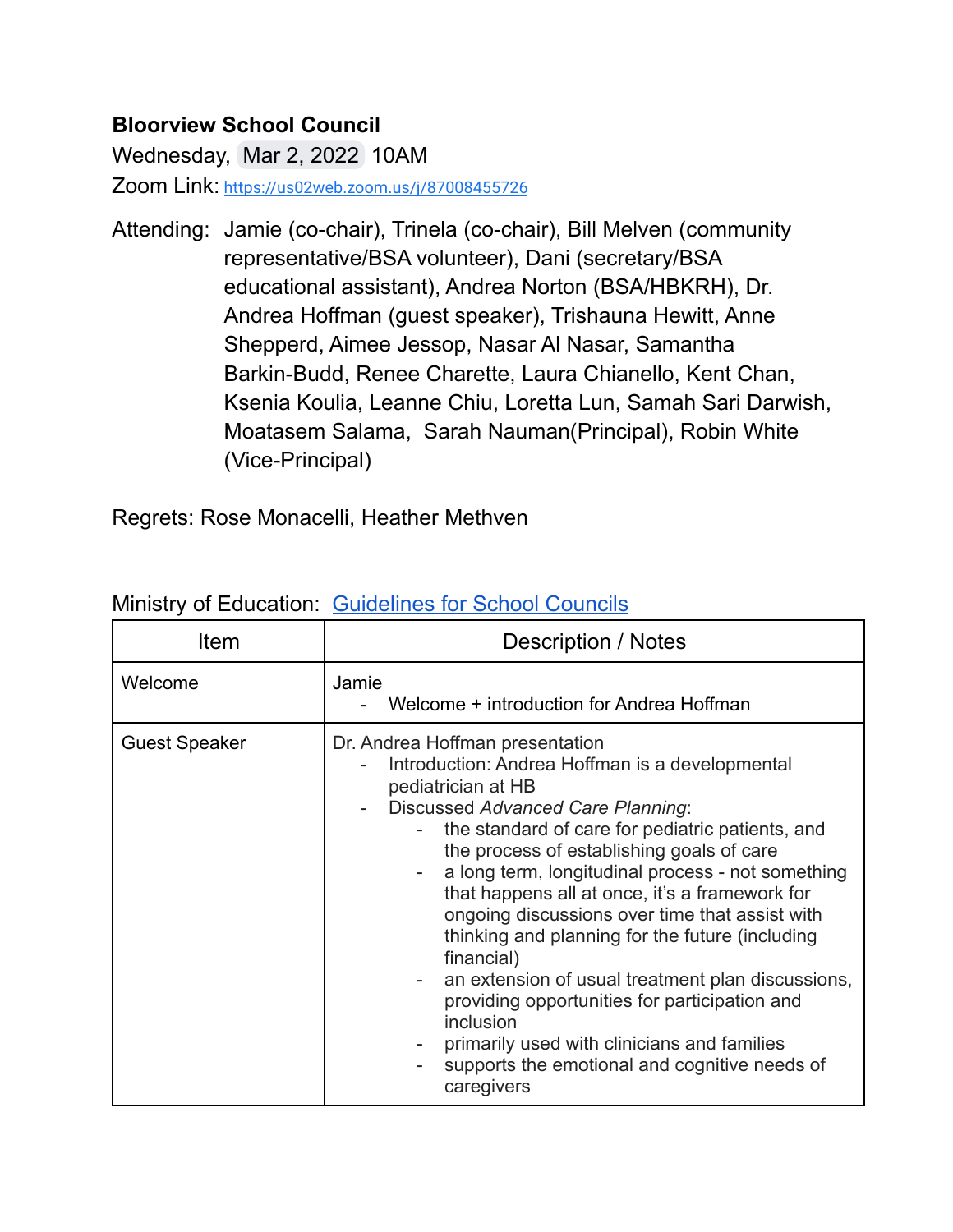**Bloorview School Council**

Wednesday, Mar 2, 2022 10AM

Zoom Link: https://us02web.zoom.us/j/87008455726

Attending: Jamie (co-chair), Trinela (co-chair), Bill Melven (community representative/BSA volunteer), Dani (secretary/BSA educational assistant), Andrea Norton (BSA/HBKRH), Dr. Andrea Hoffman (guest speaker), Trishauna Hewitt, Anne Shepperd, Aimee Jessop, Nasar Al Nasar, Samantha Barkin-Budd, Renee Charette, Laura Chianello, Kent Chan, Ksenia Koulia, Leanne Chiu, Loretta Lun, Samah Sari Darwish, Moatasem Salama, Sarah Nauman(Principal), Robin White (Vice-Principal)

Regrets: Rose Monacelli, Heather Methven

Ministry of Education: Guidelines for School Councils

| Item | Description / Notes |
|---|---|
| Welcome | Jamie<br>- Welcome + introduction for Andrea Hoffman |
| Guest Speaker | Dr. Andrea Hoffman presentation<br>- Introduction: Andrea Hoffman is a developmental pediatrician at HB<br>- Discussed *Advanced Care Planning*:<br>&nbsp;&nbsp;&nbsp;&nbsp;- the standard of care for pediatric patients, and the process of establishing goals of care<br>&nbsp;&nbsp;&nbsp;&nbsp;- a long term, longitudinal process - not something that happens all at once, it's a framework for ongoing discussions over time that assist with thinking and planning for the future (including financial)<br>&nbsp;&nbsp;&nbsp;&nbsp;- an extension of usual treatment plan discussions, providing opportunities for participation and inclusion<br>&nbsp;&nbsp;&nbsp;&nbsp;- primarily used with clinicians and families<br>&nbsp;&nbsp;&nbsp;&nbsp;- supports the emotional and cognitive needs of caregivers |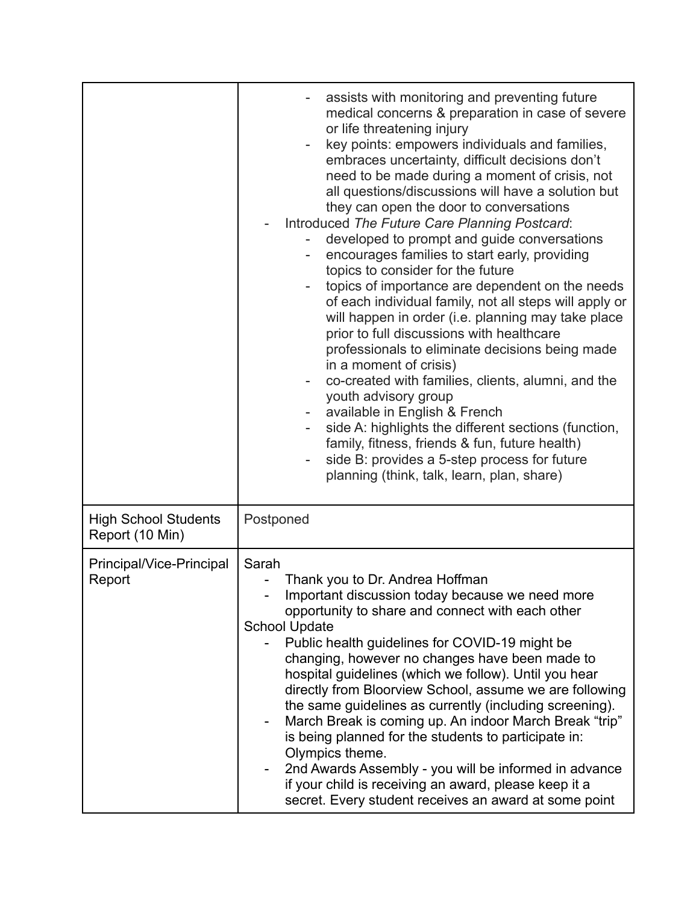| | |
|---|---|
| | - assists with monitoring and preventing future medical concerns & preparation in case of severe or life threatening injury<br>- key points: empowers individuals and families, embraces uncertainty, difficult decisions don't need to be made during a moment of crisis, not all questions/discussions will have a solution but they can open the door to conversations<br>- Introduced *The Future Care Planning Postcard*:<br>&nbsp;&nbsp;- developed to prompt and guide conversations<br>&nbsp;&nbsp;- encourages families to start early, providing topics to consider for the future<br>&nbsp;&nbsp;- topics of importance are dependent on the needs of each individual family, not all steps will apply or will happen in order (i.e. planning may take place prior to full discussions with healthcare professionals to eliminate decisions being made in a moment of crisis)<br>&nbsp;&nbsp;- co-created with families, clients, alumni, and the youth advisory group<br>&nbsp;&nbsp;- available in English & French<br>&nbsp;&nbsp;- side A: highlights the different sections (function, family, fitness, friends & fun, future health)<br>&nbsp;&nbsp;- side B: provides a 5-step process for future planning (think, talk, learn, plan, share) |
| High School Students Report (10 Min) | Postponed |
| Principal/Vice-Principal Report | Sarah<br>- Thank you to Dr. Andrea Hoffman<br>- Important discussion today because we need more opportunity to share and connect with each other<br>School Update<br>- Public health guidelines for COVID-19 might be changing, however no changes have been made to hospital guidelines (which we follow). Until you hear directly from Bloorview School, assume we are following the same guidelines as currently (including screening).<br>- March Break is coming up. An indoor March Break "trip" is being planned for the students to participate in: Olympics theme.<br>- 2nd Awards Assembly - you will be informed in advance if your child is receiving an award, please keep it a secret. Every student receives an award at some point |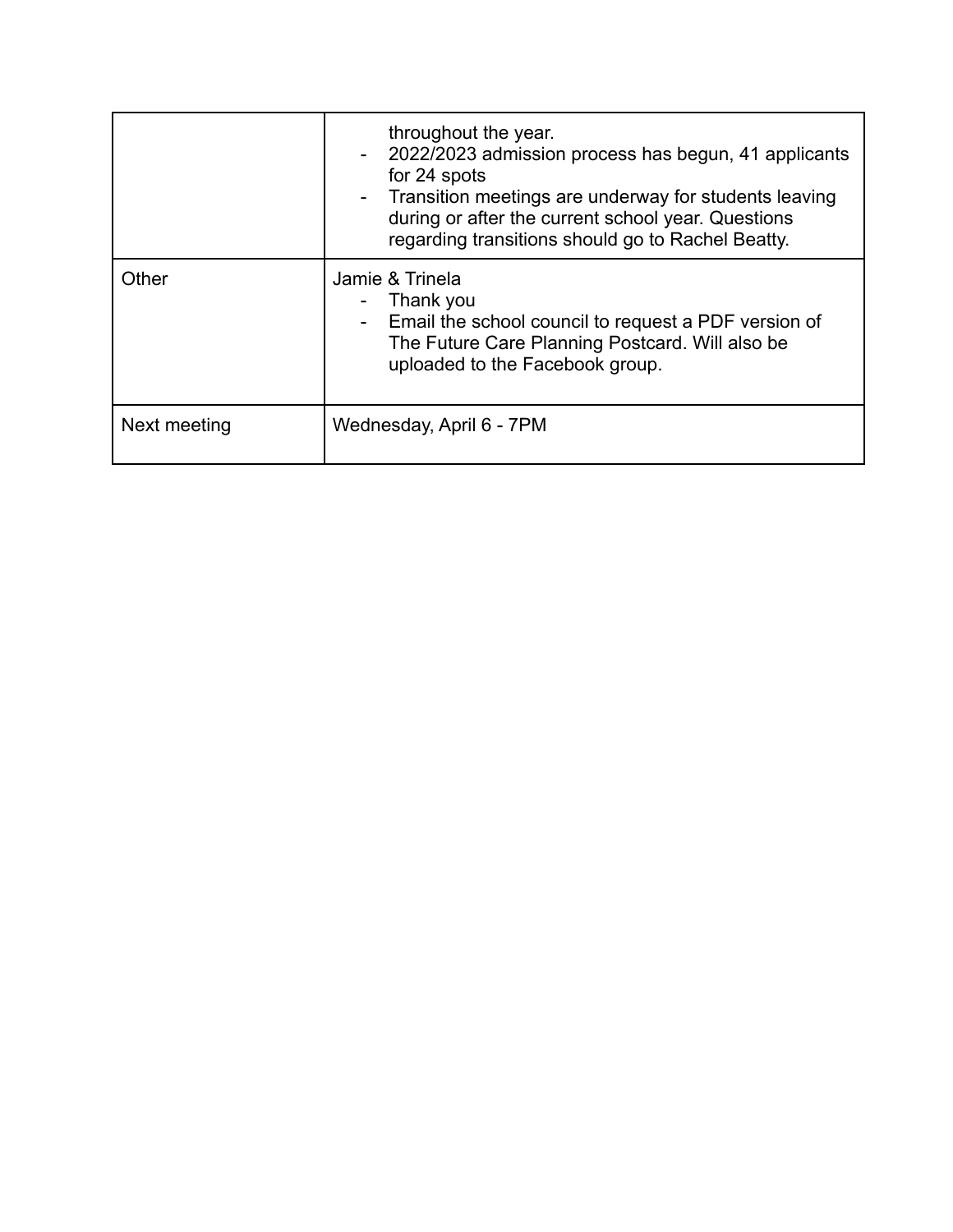| | |
|---|---|
| | throughout the year.<br>- 2022/2023 admission process has begun, 41 applicants for 24 spots<br>- Transition meetings are underway for students leaving during or after the current school year. Questions regarding transitions should go to Rachel Beatty. |
| Other | Jamie & Trinela<br>- Thank you<br>- Email the school council to request a PDF version of The Future Care Planning Postcard. Will also be uploaded to the Facebook group. |
| Next meeting | Wednesday, April 6 - 7PM |